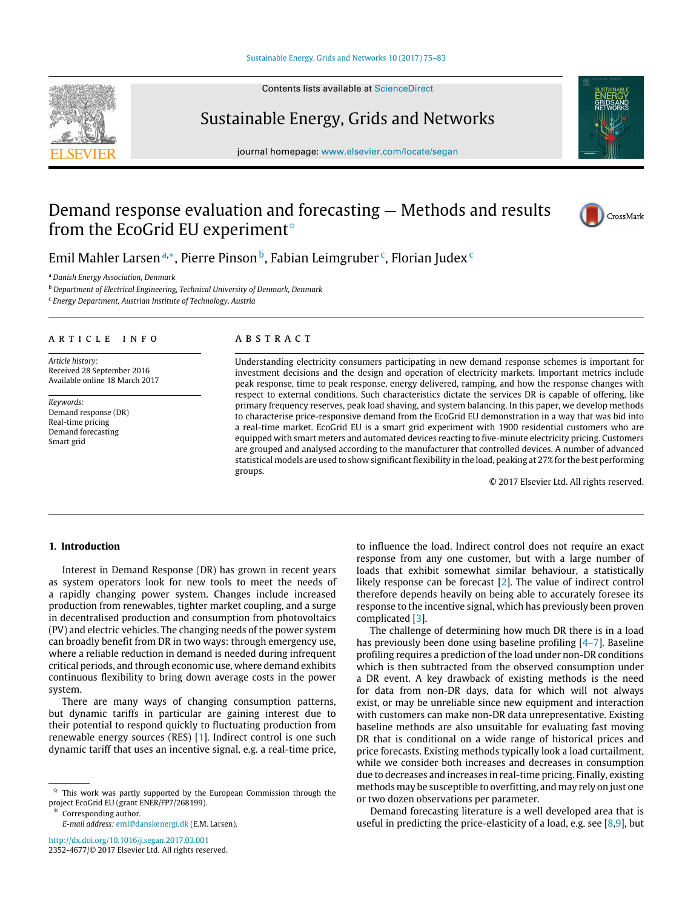# Demand response evaluation and forecasting — Methods and results from the EcoGrid EU experiment[☆]

Emil Mahler Larsen[a,*], Pierre Pinson[b], Fabian Leimgruber[c], Florian Judex[c]

[a] *Danish Energy Association, Denmark*

[b] *Department of Electrical Engineering, Technical University of Denmark, Denmark*

[c] *Energy Department, Austrian Institute of Technology, Austria*

## ARTICLE INFO

*Article history:*
Received 28 September 2016
Available online 18 March 2017

*Keywords:*
Demand response (DR)
Real-time pricing
Demand forecasting
Smart grid

## ABSTRACT

Understanding electricity consumers participating in new demand response schemes is important for investment decisions and the design and operation of electricity markets. Important metrics include peak response, time to peak response, energy delivered, ramping, and how the response changes with respect to external conditions. Such characteristics dictate the services DR is capable of offering, like primary frequency reserves, peak load shaving, and system balancing. In this paper, we develop methods to characterise price-responsive demand from the EcoGrid EU demonstration in a way that was bid into a real-time market. EcoGrid EU is a smart grid experiment with 1900 residential customers who are equipped with smart meters and automated devices reacting to five-minute electricity pricing. Customers are grouped and analysed according to the manufacturer that controlled devices. A number of advanced statistical models are used to show significant flexibility in the load, peaking at 27% for the best performing groups.

© 2017 Elsevier Ltd. All rights reserved.

## 1. Introduction

Interest in Demand Response (DR) has grown in recent years as system operators look for new tools to meet the needs of a rapidly changing power system. Changes include increased production from renewables, tighter market coupling, and a surge in decentralised production and consumption from photovoltaics (PV) and electric vehicles. The changing needs of the power system can broadly benefit from DR in two ways: through emergency use, where a reliable reduction in demand is needed during infrequent critical periods, and through economic use, where demand exhibits continuous flexibility to bring down average costs in the power system.

There are many ways of changing consumption patterns, but dynamic tariffs in particular are gaining interest due to their potential to respond quickly to fluctuating production from renewable energy sources (RES) [1]. Indirect control is one such dynamic tariff that uses an incentive signal, e.g. a real-time price, to influence the load. Indirect control does not require an exact response from any one customer, but with a large number of loads that exhibit somewhat similar behaviour, a statistically likely response can be forecast [2]. The value of indirect control therefore depends heavily on being able to accurately foresee its response to the incentive signal, which has previously been proven complicated [3].

The challenge of determining how much DR there is in a load has previously been done using baseline profiling [4–7]. Baseline profiling requires a prediction of the load under non-DR conditions which is then subtracted from the observed consumption under a DR event. A key drawback of existing methods is the need for data from non-DR days, data for which will not always exist, or may be unreliable since new equipment and interaction with customers can make non-DR data unrepresentative. Existing baseline methods are also unsuitable for evaluating fast moving DR that is conditional on a wide range of historical prices and price forecasts. Existing methods typically look a load curtailment, while we consider both increases and decreases in consumption due to decreases and increases in real-time pricing. Finally, existing methods may be susceptible to overfitting, and may rely on just one or two dozen observations per parameter.

Demand forecasting literature is a well developed area that is useful in predicting the price-elasticity of a load, e.g. see [8,9], but

---

[☆] This work was partly supported by the European Commission through the project EcoGrid EU (grant ENER/FP7/268199).

[*] Corresponding author.
*E-mail address:* eml@danskenergi.dk (E.M. Larsen).

http://dx.doi.org/10.1016/j.segan.2017.03.001
2352-4677/© 2017 Elsevier Ltd. All rights reserved.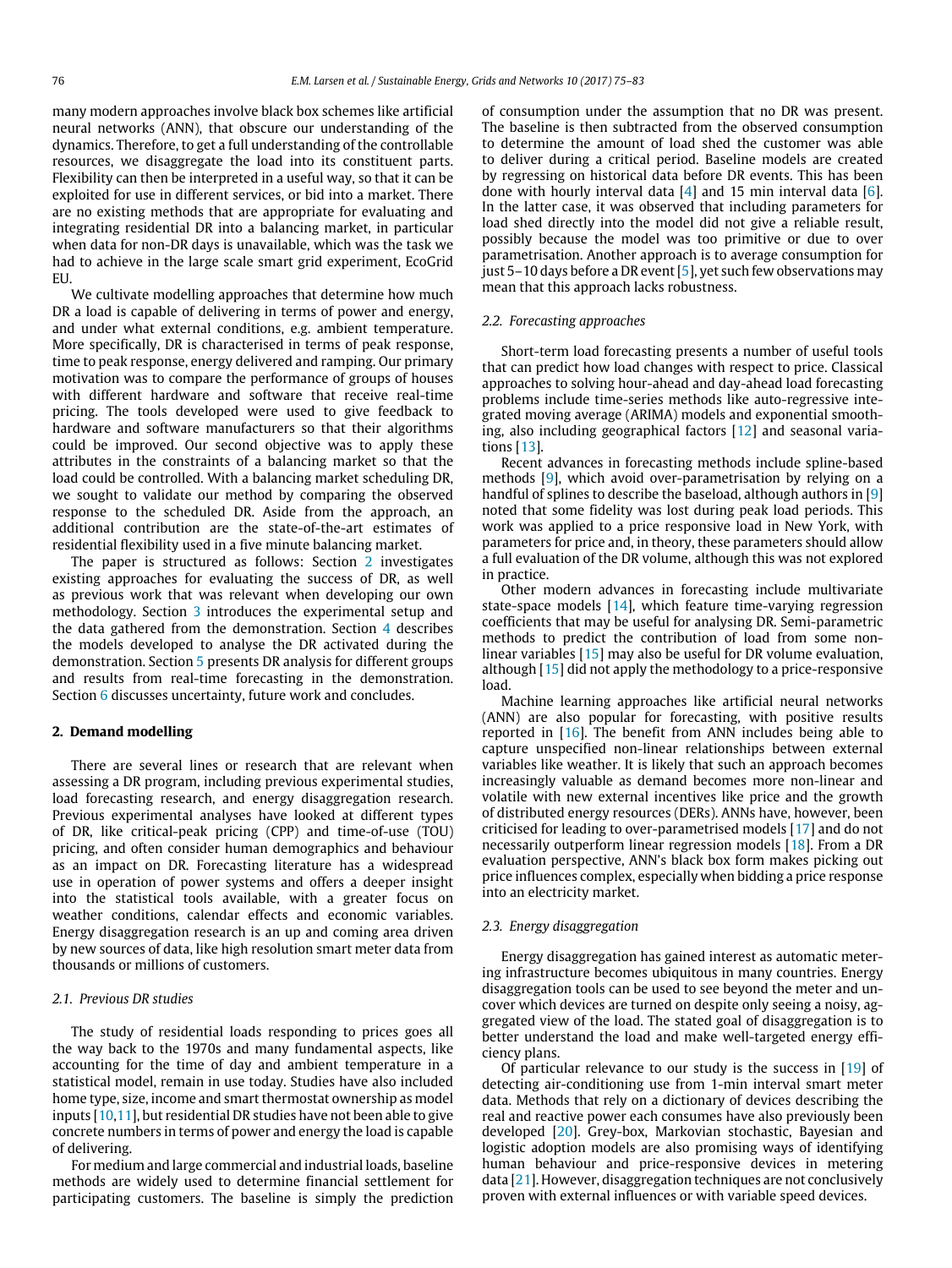many modern approaches involve black box schemes like artificial neural networks (ANN), that obscure our understanding of the dynamics. Therefore, to get a full understanding of the controllable resources, we disaggregate the load into its constituent parts. Flexibility can then be interpreted in a useful way, so that it can be exploited for use in different services, or bid into a market. There are no existing methods that are appropriate for evaluating and integrating residential DR into a balancing market, in particular when data for non-DR days is unavailable, which was the task we had to achieve in the large scale smart grid experiment, EcoGrid EU.

We cultivate modelling approaches that determine how much DR a load is capable of delivering in terms of power and energy, and under what external conditions, e.g. ambient temperature. More specifically, DR is characterised in terms of peak response, time to peak response, energy delivered and ramping. Our primary motivation was to compare the performance of groups of houses with different hardware and software that receive real-time pricing. The tools developed were used to give feedback to hardware and software manufacturers so that their algorithms could be improved. Our second objective was to apply these attributes in the constraints of a balancing market so that the load could be controlled. With a balancing market scheduling DR, we sought to validate our method by comparing the observed response to the scheduled DR. Aside from the approach, an additional contribution are the state-of-the-art estimates of residential flexibility used in a five minute balancing market.

The paper is structured as follows: Section 2 investigates existing approaches for evaluating the success of DR, as well as previous work that was relevant when developing our own methodology. Section 3 introduces the experimental setup and the data gathered from the demonstration. Section 4 describes the models developed to analyse the DR activated during the demonstration. Section 5 presents DR analysis for different groups and results from real-time forecasting in the demonstration. Section 6 discusses uncertainty, future work and concludes.

## 2. Demand modelling

There are several lines or research that are relevant when assessing a DR program, including previous experimental studies, load forecasting research, and energy disaggregation research. Previous experimental analyses have looked at different types of DR, like critical-peak pricing (CPP) and time-of-use (TOU) pricing, and often consider human demographics and behaviour as an impact on DR. Forecasting literature has a widespread use in operation of power systems and offers a deeper insight into the statistical tools available, with a greater focus on weather conditions, calendar effects and economic variables. Energy disaggregation research is an up and coming area driven by new sources of data, like high resolution smart meter data from thousands or millions of customers.

### *2.1. Previous DR studies*

The study of residential loads responding to prices goes all the way back to the 1970s and many fundamental aspects, like accounting for the time of day and ambient temperature in a statistical model, remain in use today. Studies have also included home type, size, income and smart thermostat ownership as model inputs [10,11], but residential DR studies have not been able to give concrete numbers in terms of power and energy the load is capable of delivering.

For medium and large commercial and industrial loads, baseline methods are widely used to determine financial settlement for participating customers. The baseline is simply the prediction of consumption under the assumption that no DR was present. The baseline is then subtracted from the observed consumption to determine the amount of load shed the customer was able to deliver during a critical period. Baseline models are created by regressing on historical data before DR events. This has been done with hourly interval data [4] and 15 min interval data [6]. In the latter case, it was observed that including parameters for load shed directly into the model did not give a reliable result, possibly because the model was too primitive or due to over parametrisation. Another approach is to average consumption for just 5–10 days before a DR event [5], yet such few observations may mean that this approach lacks robustness.

### *2.2. Forecasting approaches*

Short-term load forecasting presents a number of useful tools that can predict how load changes with respect to price. Classical approaches to solving hour-ahead and day-ahead load forecasting problems include time-series methods like auto-regressive integrated moving average (ARIMA) models and exponential smoothing, also including geographical factors [12] and seasonal variations [13].

Recent advances in forecasting methods include spline-based methods [9], which avoid over-parametrisation by relying on a handful of splines to describe the baseload, although authors in [9] noted that some fidelity was lost during peak load periods. This work was applied to a price responsive load in New York, with parameters for price and, in theory, these parameters should allow a full evaluation of the DR volume, although this was not explored in practice.

Other modern advances in forecasting include multivariate state-space models [14], which feature time-varying regression coefficients that may be useful for analysing DR. Semi-parametric methods to predict the contribution of load from some non-linear variables [15] may also be useful for DR volume evaluation, although [15] did not apply the methodology to a price-responsive load.

Machine learning approaches like artificial neural networks (ANN) are also popular for forecasting, with positive results reported in [16]. The benefit from ANN includes being able to capture unspecified non-linear relationships between external variables like weather. It is likely that such an approach becomes increasingly valuable as demand becomes more non-linear and volatile with new external incentives like price and the growth of distributed energy resources (DERs). ANNs have, however, been criticised for leading to over-parametrised models [17] and do not necessarily outperform linear regression models [18]. From a DR evaluation perspective, ANN's black box form makes picking out price influences complex, especially when bidding a price response into an electricity market.

### *2.3. Energy disaggregation*

Energy disaggregation has gained interest as automatic metering infrastructure becomes ubiquitous in many countries. Energy disaggregation tools can be used to see beyond the meter and uncover which devices are turned on despite only seeing a noisy, aggregated view of the load. The stated goal of disaggregation is to better understand the load and make well-targeted energy efficiency plans.

Of particular relevance to our study is the success in [19] of detecting air-conditioning use from 1-min interval smart meter data. Methods that rely on a dictionary of devices describing the real and reactive power each consumes have also previously been developed [20]. Grey-box, Markovian stochastic, Bayesian and logistic adoption models are also promising ways of identifying human behaviour and price-responsive devices in metering data [21]. However, disaggregation techniques are not conclusively proven with external influences or with variable speed devices.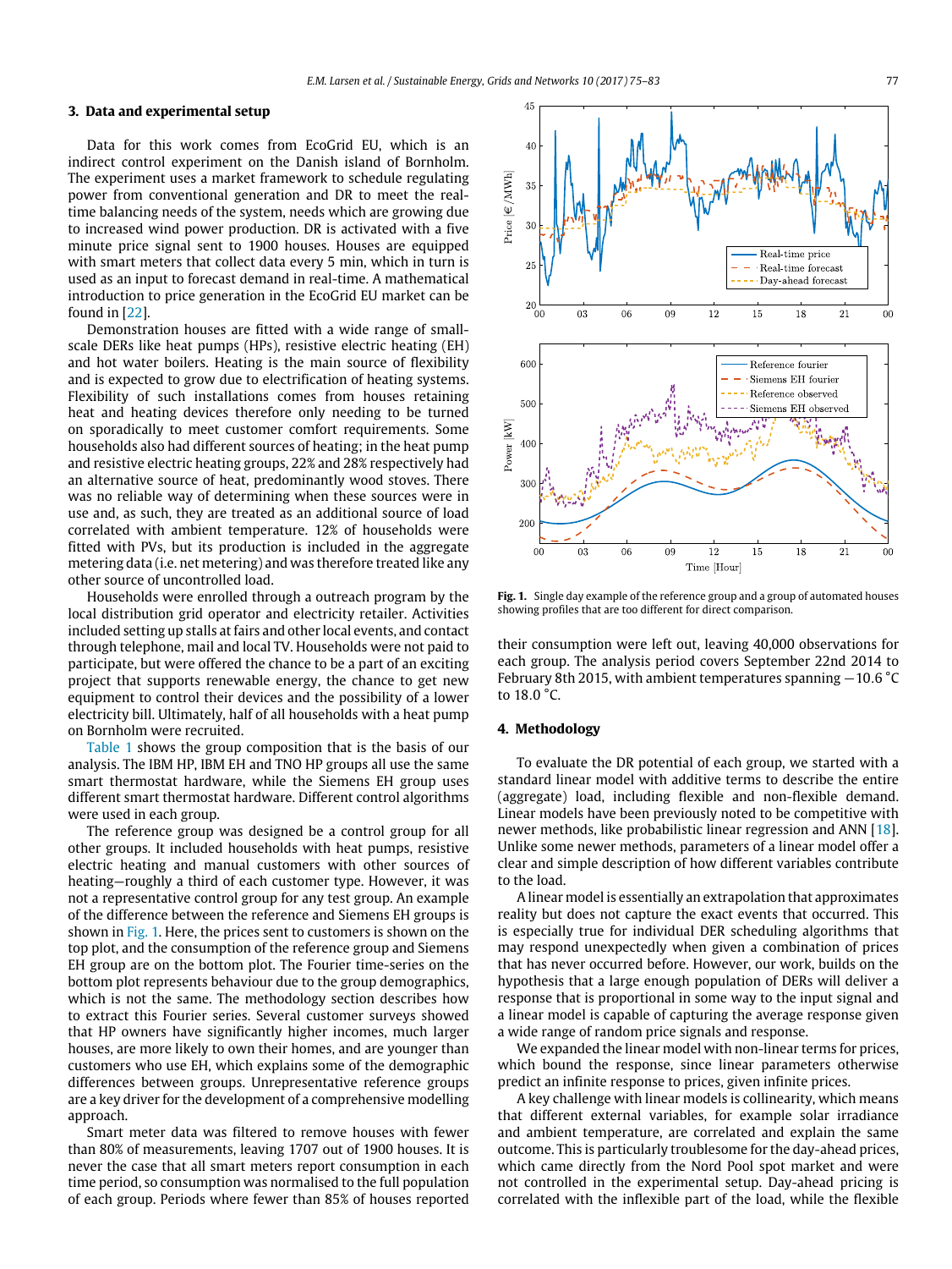## 3. Data and experimental setup

Data for this work comes from EcoGrid EU, which is an indirect control experiment on the Danish island of Bornholm. The experiment uses a market framework to schedule regulating power from conventional generation and DR to meet the real-time balancing needs of the system, needs which are growing due to increased wind power production. DR is activated with a five minute price signal sent to 1900 houses. Houses are equipped with smart meters that collect data every 5 min, which in turn is used as an input to forecast demand in real-time. A mathematical introduction to price generation in the EcoGrid EU market can be found in [22].

Demonstration houses are fitted with a wide range of small-scale DERs like heat pumps (HPs), resistive electric heating (EH) and hot water boilers. Heating is the main source of flexibility and is expected to grow due to electrification of heating systems. Flexibility of such installations comes from houses retaining heat and heating devices therefore only needing to be turned on sporadically to meet customer comfort requirements. Some households also had different sources of heating; in the heat pump and resistive electric heating groups, 22% and 28% respectively had an alternative source of heat, predominantly wood stoves. There was no reliable way of determining when these sources were in use and, as such, they are treated as an additional source of load correlated with ambient temperature. 12% of households were fitted with PVs, but its production is included in the aggregate metering data (i.e. net metering) and was therefore treated like any other source of uncontrolled load.

Households were enrolled through a outreach program by the local distribution grid operator and electricity retailer. Activities included setting up stalls at fairs and other local events, and contact through telephone, mail and local TV. Households were not paid to participate, but were offered the chance to be a part of an exciting project that supports renewable energy, the chance to get new equipment to control their devices and the possibility of a lower electricity bill. Ultimately, half of all households with a heat pump on Bornholm were recruited.

Table 1 shows the group composition that is the basis of our analysis. The IBM HP, IBM EH and TNO HP groups all use the same smart thermostat hardware, while the Siemens EH group uses different smart thermostat hardware. Different control algorithms were used in each group.

The reference group was designed be a control group for all other groups. It included households with heat pumps, resistive electric heating and manual customers with other sources of heating—roughly a third of each customer type. However, it was not a representative control group for any test group. An example of the difference between the reference and Siemens EH groups is shown in Fig. 1. Here, the prices sent to customers is shown on the top plot, and the consumption of the reference group and Siemens EH group are on the bottom plot. The Fourier time-series on the bottom plot represents behaviour due to the group demographics, which is not the same. The methodology section describes how to extract this Fourier series. Several customer surveys showed that HP owners have significantly higher incomes, much larger houses, are more likely to own their homes, and are younger than customers who use EH, which explains some of the demographic differences between groups. Unrepresentative reference groups are a key driver for the development of a comprehensive modelling approach.

Smart meter data was filtered to remove houses with fewer than 80% of measurements, leaving 1707 out of 1900 houses. It is never the case that all smart meters report consumption in each time period, so consumption was normalised to the full population of each group. Periods where fewer than 85% of houses reported their consumption were left out, leaving 40,000 observations for each group. The analysis period covers September 22nd 2014 to February 8th 2015, with ambient temperatures spanning −10.6 °C to 18.0 °C.

**Fig. 1.** Single day example of the reference group and a group of automated houses showing profiles that are too different for direct comparison.

## 4. Methodology

To evaluate the DR potential of each group, we started with a standard linear model with additive terms to describe the entire (aggregate) load, including flexible and non-flexible demand. Linear models have been previously noted to be competitive with newer methods, like probabilistic linear regression and ANN [18]. Unlike some newer methods, parameters of a linear model offer a clear and simple description of how different variables contribute to the load.

A linear model is essentially an extrapolation that approximates reality but does not capture the exact events that occurred. This is especially true for individual DER scheduling algorithms that may respond unexpectedly when given a combination of prices that has never occurred before. However, our work, builds on the hypothesis that a large enough population of DERs will deliver a response that is proportional in some way to the input signal and a linear model is capable of capturing the average response given a wide range of random price signals and response.

We expanded the linear model with non-linear terms for prices, which bound the response, since linear parameters otherwise predict an infinite response to prices, given infinite prices.

A key challenge with linear models is collinearity, which means that different external variables, for example solar irradiance and ambient temperature, are correlated and explain the same outcome. This is particularly troublesome for the day-ahead prices, which came directly from the Nord Pool spot market and were not controlled in the experimental setup. Day-ahead pricing is correlated with the inflexible part of the load, while the flexible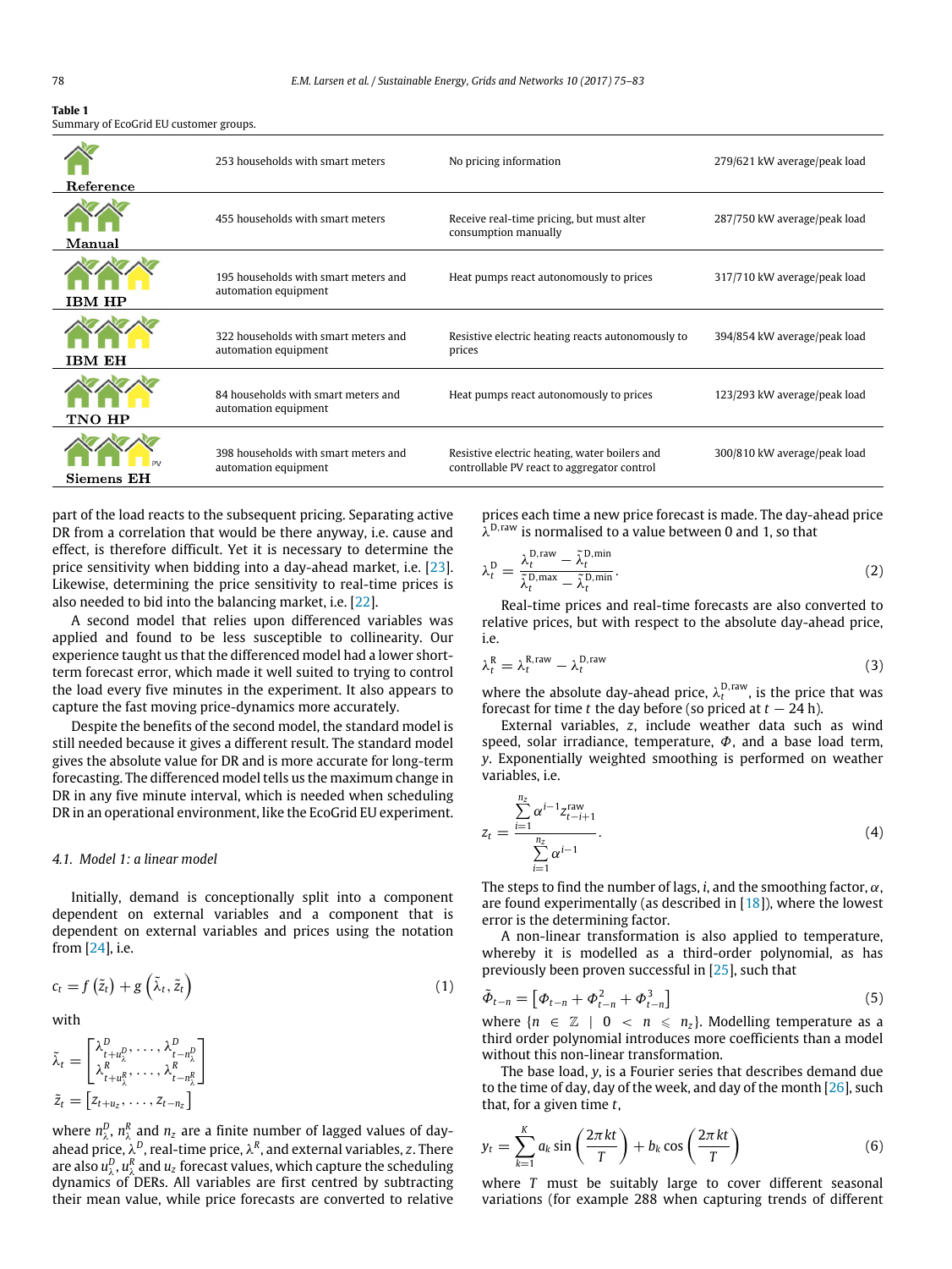**Table 1**
Summary of EcoGrid EU customer groups.

| | | | |
|---|---|---|---|
| Reference | 253 households with smart meters | No pricing information | 279/621 kW average/peak load |
| Manual | 455 households with smart meters | Receive real-time pricing, but must alter consumption manually | 287/750 kW average/peak load |
| IBM HP | 195 households with smart meters and automation equipment | Heat pumps react autonomously to prices | 317/710 kW average/peak load |
| IBM EH | 322 households with smart meters and automation equipment | Resistive electric heating reacts autonomously to prices | 394/854 kW average/peak load |
| TNO HP | 84 households with smart meters and automation equipment | Heat pumps react autonomously to prices | 123/293 kW average/peak load |
| Siemens EH | 398 households with smart meters and automation equipment | Resistive electric heating, water boilers and controllable PV react to aggregator control | 300/810 kW average/peak load |

part of the load reacts to the subsequent pricing. Separating active DR from a correlation that would be there anyway, i.e. cause and effect, is therefore difficult. Yet it is necessary to determine the price sensitivity when bidding into a day-ahead market, i.e. [23]. Likewise, determining the price sensitivity to real-time prices is also needed to bid into the balancing market, i.e. [22].

A second model that relies upon differenced variables was applied and found to be less susceptible to collinearity. Our experience taught us that the differenced model had a lower short-term forecast error, which made it well suited to trying to control the load every five minutes in the experiment. It also appears to capture the fast moving price-dynamics more accurately.

Despite the benefits of the second model, the standard model is still needed because it gives a different result. The standard model gives the absolute value for DR and is more accurate for long-term forecasting. The differenced model tells us the maximum change in DR in any five minute interval, which is needed when scheduling DR in an operational environment, like the EcoGrid EU experiment.

### 4.1. Model 1: a linear model

Initially, demand is conceptionally split into a component dependent on external variables and a component that is dependent on external variables and prices using the notation from [24], i.e.

$$c_t = f\left(\tilde{z}_t\right) + g\left(\tilde{\lambda}_t, \tilde{z}_t\right) \tag{1}$$

with

$$\tilde{\lambda}_t = \begin{bmatrix} \lambda^D_{t+u^D_\lambda}, \ldots, \lambda^D_{t-n^D_\lambda} \\ \lambda^R_{t+u^R_\lambda}, \ldots, \lambda^R_{t-n^R_\lambda} \end{bmatrix}$$

$$\tilde{z}_t = \left[z_{t+u_z}, \ldots, z_{t-n_z}\right]$$

where $n^D_\lambda$, $n^R_\lambda$ and $n_z$ are a finite number of lagged values of day-ahead price, $\lambda^D$, real-time price, $\lambda^R$, and external variables, $z$. There are also $u^D_\lambda$, $u^R_\lambda$ and $u_z$ forecast values, which capture the scheduling dynamics of DERs. All variables are first centred by subtracting their mean value, while price forecasts are converted to relative prices each time a new price forecast is made. The day-ahead price $\lambda^{D,\text{raw}}$ is normalised to a value between 0 and 1, so that

$$\lambda^D_t = \frac{\lambda^{D,\text{raw}}_t - \tilde{\lambda}^{D,\min}_t}{\tilde{\lambda}^{D,\max}_t - \tilde{\lambda}^{D,\min}_t}. \tag{2}$$

Real-time prices and real-time forecasts are also converted to relative prices, but with respect to the absolute day-ahead price, i.e.

$$\lambda^R_t = \lambda^{R,\text{raw}}_t - \lambda^{D,\text{raw}}_t \tag{3}$$

where the absolute day-ahead price, $\lambda^{D,\text{raw}}_t$, is the price that was forecast for time $t$ the day before (so priced at $t - 24$ h).

External variables, $z$, include weather data such as wind speed, solar irradiance, temperature, $\Phi$, and a base load term, $y$. Exponentially weighted smoothing is performed on weather variables, i.e.

$$z_t = \frac{\sum_{i=1}^{n_z} \alpha^{i-1} z^{\text{raw}}_{t-i+1}}{\sum_{i=1}^{n_z} \alpha^{i-1}}. \tag{4}$$

The steps to find the number of lags, $i$, and the smoothing factor, $\alpha$, are found experimentally (as described in [18]), where the lowest error is the determining factor.

A non-linear transformation is also applied to temperature, whereby it is modelled as a third-order polynomial, as has previously been proven successful in [25], such that

$$\tilde{\Phi}_{t-n} = \left[\Phi_{t-n} + \Phi^2_{t-n} + \Phi^3_{t-n}\right] \tag{5}$$

where $\{n \in \mathbb{Z} \mid 0 < n \leqslant n_z\}$. Modelling temperature as a third order polynomial introduces more coefficients than a model without this non-linear transformation.

The base load, $y$, is a Fourier series that describes demand due to the time of day, day of the week, and day of the month [26], such that, for a given time $t$,

$$y_t = \sum_{k=1}^{K} a_k \sin\left(\frac{2\pi kt}{T}\right) + b_k \cos\left(\frac{2\pi kt}{T}\right) \tag{6}$$

where $T$ must be suitably large to cover different seasonal variations (for example 288 when capturing trends of different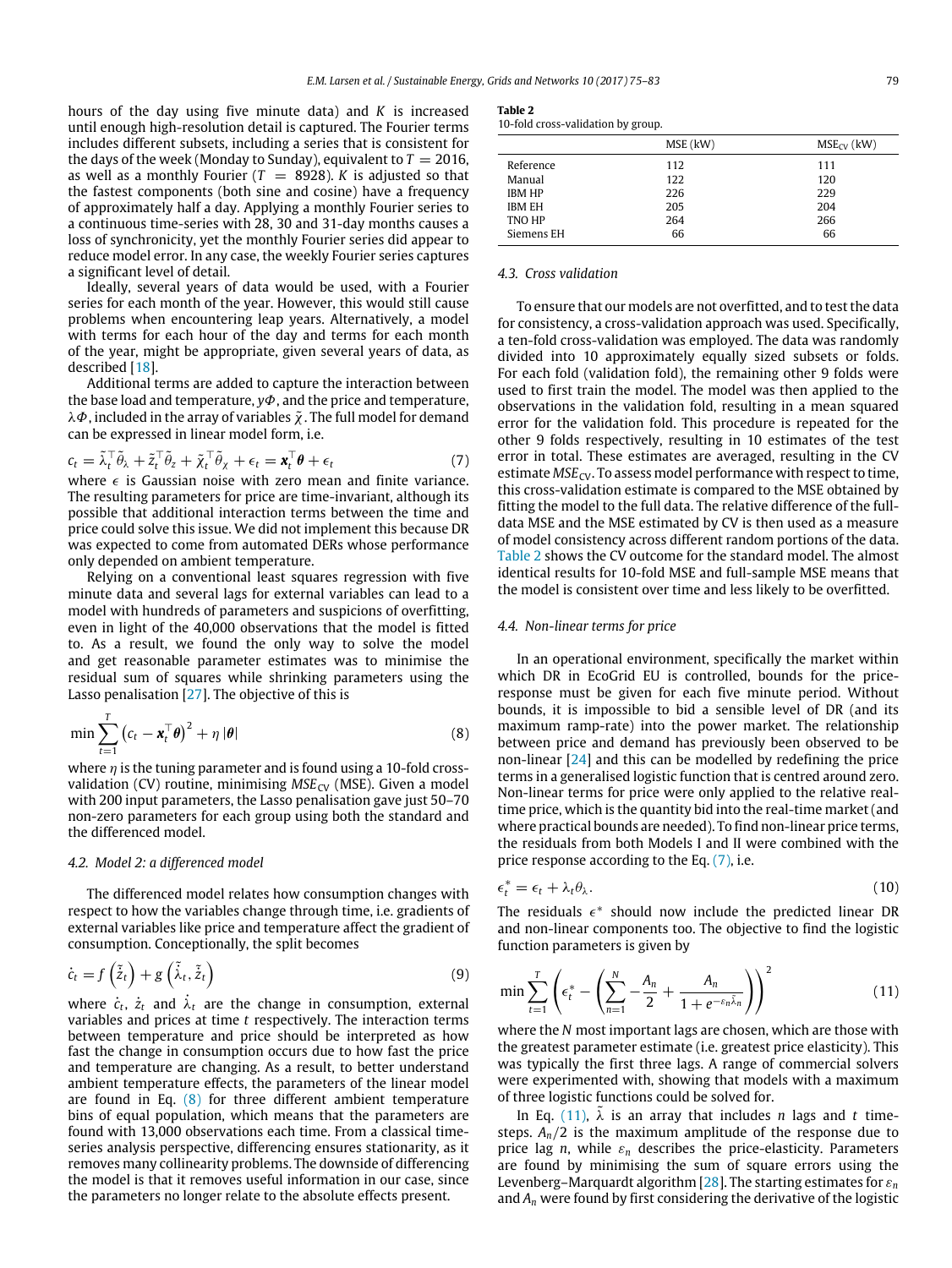hours of the day using five minute data) and $K$ is increased until enough high-resolution detail is captured. The Fourier terms includes different subsets, including a series that is consistent for the days of the week (Monday to Sunday), equivalent to $T = 2016$, as well as a monthly Fourier ($T = 8928$). $K$ is adjusted so that the fastest components (both sine and cosine) have a frequency of approximately half a day. Applying a monthly Fourier series to a continuous time-series with 28, 30 and 31-day months causes a loss of synchronicity, yet the monthly Fourier series did appear to reduce model error. In any case, the weekly Fourier series captures a significant level of detail.

Ideally, several years of data would be used, with a Fourier series for each month of the year. However, this would still cause problems when encountering leap years. Alternatively, a model with terms for each hour of the day and terms for each month of the year, might be appropriate, given several years of data, as described [18].

Additional terms are added to capture the interaction between the base load and temperature, $y\Phi$, and the price and temperature, $\lambda\Phi$, included in the array of variables $\tilde{\chi}$. The full model for demand can be expressed in linear model form, i.e.

$$c_t = \tilde{\lambda}_t^\top \tilde{\theta}_\lambda + \tilde{z}_t^\top \tilde{\theta}_z + \tilde{\chi}_t^\top \tilde{\theta}_\chi + \epsilon_t = \boldsymbol{x}_t^\top \boldsymbol{\theta} + \epsilon_t \tag{7}$$

where $\epsilon$ is Gaussian noise with zero mean and finite variance. The resulting parameters for price are time-invariant, although its possible that additional interaction terms between the time and price could solve this issue. We did not implement this because DR was expected to come from automated DERs whose performance only depended on ambient temperature.

Relying on a conventional least squares regression with five minute data and several lags for external variables can lead to a model with hundreds of parameters and suspicions of overfitting, even in light of the 40,000 observations that the model is fitted to. As a result, we found the only way to solve the model and get reasonable parameter estimates was to minimise the residual sum of squares while shrinking parameters using the Lasso penalisation [27]. The objective of this is

$$\min \sum_{t=1}^{T} \left(c_t - \boldsymbol{x}_t^\top \boldsymbol{\theta}\right)^2 + \eta\, |\boldsymbol{\theta}| \tag{8}$$

where $\eta$ is the tuning parameter and is found using a 10-fold cross-validation (CV) routine, minimising $MSE_{CV}$ (MSE). Given a model with 200 input parameters, the Lasso penalisation gave just 50–70 non-zero parameters for each group using both the standard and the differenced model.

### 4.2. Model 2: a differenced model

The differenced model relates how consumption changes with respect to how the variables change through time, i.e. gradients of external variables like price and temperature affect the gradient of consumption. Conceptionally, the split becomes

$$\dot{c}_t = f\left(\dot{\tilde{z}}_t\right) + g\left(\dot{\tilde{\lambda}}_t, \dot{\tilde{z}}_t\right) \tag{9}$$

where $\dot{c}_t$, $\dot{z}_t$ and $\dot{\lambda}_t$ are the change in consumption, external variables and prices at time $t$ respectively. The interaction terms between temperature and price should be interpreted as how fast the change in consumption occurs due to how fast the price and temperature are changing. As a result, to better understand ambient temperature effects, the parameters of the linear model are found in Eq. (8) for three different ambient temperature bins of equal population, which means that the parameters are found with 13,000 observations each time. From a classical time-series analysis perspective, differencing ensures stationarity, as it removes many collinearity problems. The downside of differencing the model is that it removes useful information in our case, since the parameters no longer relate to the absolute effects present.

**Table 2**
10-fold cross-validation by group.

| | MSE (kW) | $MSE_{CV}$ (kW) |
|---|---|---|
| Reference | 112 | 111 |
| Manual | 122 | 120 |
| IBM HP | 226 | 229 |
| IBM EH | 205 | 204 |
| TNO HP | 264 | 266 |
| Siemens EH | 66 | 66 |

### 4.3. Cross validation

To ensure that our models are not overfitted, and to test the data for consistency, a cross-validation approach was used. Specifically, a ten-fold cross-validation was employed. The data was randomly divided into 10 approximately equally sized subsets or folds. For each fold (validation fold), the remaining other 9 folds were used to first train the model. The model was then applied to the observations in the validation fold, resulting in a mean squared error for the validation fold. This procedure is repeated for the other 9 folds respectively, resulting in 10 estimates of the test error in total. These estimates are averaged, resulting in the CV estimate $MSE_{CV}$. To assess model performance with respect to time, this cross-validation estimate is compared to the MSE obtained by fitting the model to the full data. The relative difference of the full-data MSE and the MSE estimated by CV is then used as a measure of model consistency across different random portions of the data. Table 2 shows the CV outcome for the standard model. The almost identical results for 10-fold MSE and full-sample MSE means that the model is consistent over time and less likely to be overfitted.

### 4.4. Non-linear terms for price

In an operational environment, specifically the market within which DR in EcoGrid EU is controlled, bounds for the price-response must be given for each five minute period. Without bounds, it is impossible to bid a sensible level of DR (and its maximum ramp-rate) into the power market. The relationship between price and demand has previously been observed to be non-linear [24] and this can be modelled by redefining the price terms in a generalised logistic function that is centred around zero. Non-linear terms for price were only applied to the relative real-time price, which is the quantity bid into the real-time market (and where practical bounds are needed). To find non-linear price terms, the residuals from both Models I and II were combined with the price response according to the Eq. (7), i.e.

$$\epsilon_t^* = \epsilon_t + \lambda_t \theta_\lambda. \tag{10}$$

The residuals $\epsilon^*$ should now include the predicted linear DR and non-linear components too. The objective to find the logistic function parameters is given by

$$\min \sum_{t=1}^{T} \left(\epsilon_t^* - \left(\sum_{n=1}^{N} -\frac{A_n}{2} + \frac{A_n}{1 + e^{-\varepsilon_n \tilde{\lambda}_n}}\right)\right)^2 \tag{11}$$

where the $N$ most important lags are chosen, which are those with the greatest parameter estimate (i.e. greatest price elasticity). This was typically the first three lags. A range of commercial solvers were experimented with, showing that models with a maximum of three logistic functions could be solved for.

In Eq. (11), $\tilde{\lambda}$ is an array that includes $n$ lags and $t$ time-steps. $A_n/2$ is the maximum amplitude of the response due to price lag $n$, while $\varepsilon_n$ describes the price-elasticity. Parameters are found by minimising the sum of square errors using the Levenberg–Marquardt algorithm [28]. The starting estimates for $\varepsilon_n$ and $A_n$ were found by first considering the derivative of the logistic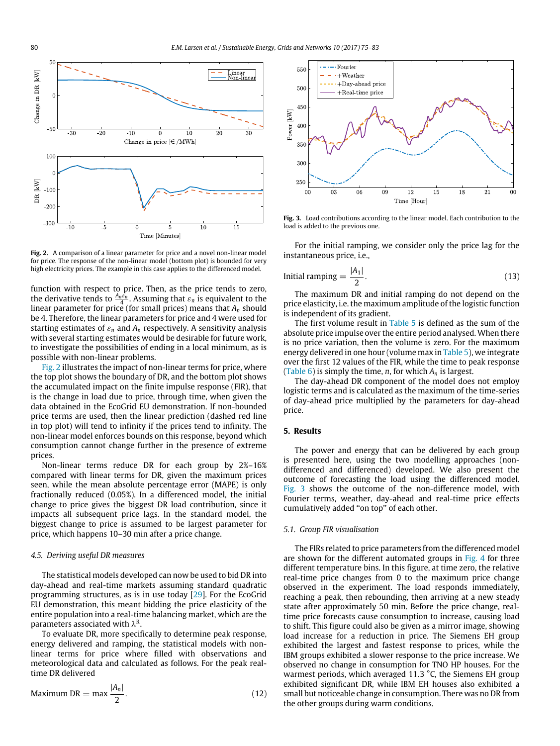Fig. 2. A comparison of a linear parameter for price and a novel non-linear model for price. The response of the non-linear model (bottom plot) is bounded for very high electricity prices. The example in this case applies to the differenced model.

function with respect to price. Then, as the price tends to zero, the derivative tends to $\frac{A_n \varepsilon_n}{4}$. Assuming that $\varepsilon_n$ is equivalent to the linear parameter for price (for small prices) means that $A_n$ should be 4. Therefore, the linear parameters for price and 4 were used for starting estimates of $\varepsilon_n$ and $A_n$ respectively. A sensitivity analysis with several starting estimates would be desirable for future work, to investigate the possibilities of ending in a local minimum, as is possible with non-linear problems.

Fig. 2 illustrates the impact of non-linear terms for price, where the top plot shows the boundary of DR, and the bottom plot shows the accumulated impact on the finite impulse response (FIR), that is the change in load due to price, through time, when given the data obtained in the EcoGrid EU demonstration. If non-bounded price terms are used, then the linear prediction (dashed red line in top plot) will tend to infinity if the prices tend to infinity. The non-linear model enforces bounds on this response, beyond which consumption cannot change further in the presence of extreme prices.

Non-linear terms reduce DR for each group by 2%–16% compared with linear terms for DR, given the maximum prices seen, while the mean absolute percentage error (MAPE) is only fractionally reduced (0.05%). In a differenced model, the initial change to price gives the biggest DR load contribution, since it impacts all subsequent price lags. In the standard model, the biggest change to price is assumed to be largest parameter for price, which happens 10–30 min after a price change.

### 4.5. Deriving useful DR measures

The statistical models developed can now be used to bid DR into day-ahead and real-time markets assuming standard quadratic programming structures, as is in use today [29]. For the EcoGrid EU demonstration, this meant bidding the price elasticity of the entire population into a real-time balancing market, which are the parameters associated with $\lambda^R$.

To evaluate DR, more specifically to determine peak response, energy delivered and ramping, the statistical models with non-linear terms for price where filled with observations and meteorological data and calculated as follows. For the peak real-time DR delivered

$$\text{Maximum DR} = \max \frac{|A_n|}{2}. \tag{12}$$

Fig. 3. Load contributions according to the linear model. Each contribution to the load is added to the previous one.

For the initial ramping, we consider only the price lag for the instantaneous price, i.e.,

$$\text{Initial ramping} = \frac{|A_1|}{2}. \tag{13}$$

The maximum DR and initial ramping do not depend on the price elasticity, i.e. the maximum amplitude of the logistic function is independent of its gradient.

The first volume result in Table 5 is defined as the sum of the absolute price impulse over the entire period analysed. When there is no price variation, then the volume is zero. For the maximum energy delivered in one hour (volume max in Table 5), we integrate over the first 12 values of the FIR, while the time to peak response (Table 6) is simply the time, $n$, for which $A_n$ is largest.

The day-ahead DR component of the model does not employ logistic terms and is calculated as the maximum of the time-series of day-ahead price multiplied by the parameters for day-ahead price.

## 5. Results

The power and energy that can be delivered by each group is presented here, using the two modelling approaches (non-differenced and differenced) developed. We also present the outcome of forecasting the load using the differenced model. Fig. 3 shows the outcome of the non-differenced model, with Fourier terms, weather, day-ahead and real-time price effects cumulatively added "on top" of each other.

### 5.1. Group FIR visualisation

The FIRs related to price parameters from the differenced model are shown for the different automated groups in Fig. 4 for three different temperature bins. In this figure, at time zero, the relative real-time price changes from 0 to the maximum price change observed in the experiment. The load responds immediately, reaching a peak, then rebounding, then arriving at a new steady state after approximately 50 min. Before the price change, real-time price forecasts cause consumption to increase, causing load to shift. This figure could also be given as a mirror image, showing load increase for a reduction in price. The Siemens EH group exhibited the largest and fastest response to prices, while the IBM groups exhibited a slower response to the price increase. We observed no change in consumption for TNO HP houses. For the warmest periods, which averaged 11.3 °C, the Siemens EH group exhibited significant DR, while IBM EH houses also exhibited a small but noticeable change in consumption. There was no DR from the other groups during warm conditions.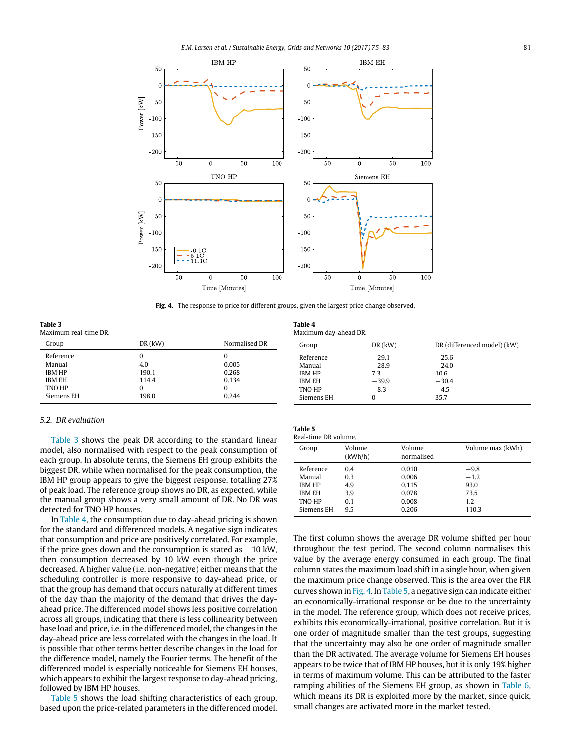Fig. 4. The response to price for different groups, given the largest price change observed.

**Table 3**
Maximum real-time DR.

| Group | DR (kW) | Normalised DR |
|---|---|---|
| Reference | 0 | 0 |
| Manual | 4.0 | 0.005 |
| IBM HP | 190.1 | 0.268 |
| IBM EH | 114.4 | 0.134 |
| TNO HP | 0 | 0 |
| Siemens EH | 198.0 | 0.244 |

### 5.2. DR evaluation

Table 3 shows the peak DR according to the standard linear model, also normalised with respect to the peak consumption of each group. In absolute terms, the Siemens EH group exhibits the biggest DR, while when normalised for the peak consumption, the IBM HP group appears to give the biggest response, totalling 27% of peak load. The reference group shows no DR, as expected, while the manual group shows a very small amount of DR. No DR was detected for TNO HP houses.

In Table 4, the consumption due to day-ahead pricing is shown for the standard and differenced models. A negative sign indicates that consumption and price are positively correlated. For example, if the price goes down and the consumption is stated as −10 kW, then consumption decreased by 10 kW even though the price decreased. A higher value (i.e. non-negative) either means that the scheduling controller is more responsive to day-ahead price, or that the group has demand that occurs naturally at different times of the day than the majority of the demand that drives the day-ahead price. The differenced model shows less positive correlation across all groups, indicating that there is less collinearity between base load and price, i.e. in the differenced model, the changes in the day-ahead price are less correlated with the changes in the load. It is possible that other terms better describe changes in the load for the difference model, namely the Fourier terms. The benefit of the differenced model is especially noticeable for Siemens EH houses, which appears to exhibit the largest response to day-ahead pricing, followed by IBM HP houses.

Table 5 shows the load shifting characteristics of each group, based upon the price-related parameters in the differenced model.

**Table 4**
Maximum day-ahead DR.

| Group | DR (kW) | DR (differenced model) (kW) |
|---|---|---|
| Reference | −29.1 | −25.6 |
| Manual | −28.9 | −24.0 |
| IBM HP | 7.3 | 10.6 |
| IBM EH | −39.9 | −30.4 |
| TNO HP | −8.3 | −4.5 |
| Siemens EH | 0 | 35.7 |

**Table 5**
Real-time DR volume.

| Group | Volume (kWh/h) | Volume normalised | Volume max (kWh) |
|---|---|---|---|
| Reference | 0.4 | 0.010 | −9.8 |
| Manual | 0.3 | 0.006 | −1.2 |
| IBM HP | 4.9 | 0.115 | 93.0 |
| IBM EH | 3.9 | 0.078 | 73.5 |
| TNO HP | 0.1 | 0.008 | 1.2 |
| Siemens EH | 9.5 | 0.206 | 110.3 |

The first column shows the average DR volume shifted per hour throughout the test period. The second column normalises this value by the average energy consumed in each group. The final column states the maximum load shift in a single hour, when given the maximum price change observed. This is the area over the FIR curves shown in Fig. 4. In Table 5, a negative sign can indicate either an economically-irrational response or be due to the uncertainty in the model. The reference group, which does not receive prices, exhibits this economically-irrational, positive correlation. But it is one order of magnitude smaller than the test groups, suggesting that the uncertainty may also be one order of magnitude smaller than the DR activated. The average volume for Siemens EH houses appears to be twice that of IBM HP houses, but it is only 19% higher in terms of maximum volume. This can be attributed to the faster ramping abilities of the Siemens EH group, as shown in Table 6, which means its DR is exploited more by the market, since quick, small changes are activated more in the market tested.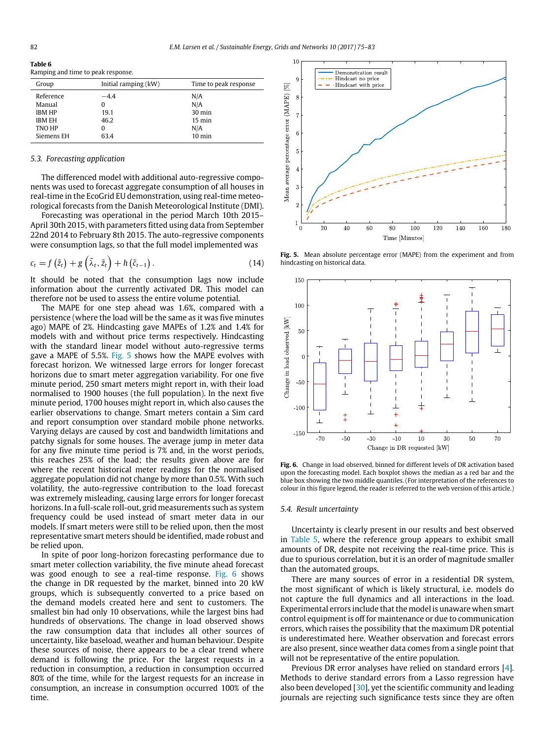**Table 6**
Ramping and time to peak response.

| Group | Initial ramping (kW) | Time to peak response |
|---|---|---|
| Reference | −4.4 | N/A |
| Manual | 0 | N/A |
| IBM HP | 19.1 | 30 min |
| IBM EH | 46.2 | 15 min |
| TNO HP | 0 | N/A |
| Siemens EH | 63.4 | 10 min |

### 5.3. Forecasting application

The differenced model with additional auto-regressive components was used to forecast aggregate consumption of all houses in real-time in the EcoGrid EU demonstration, using real-time meteorological forecasts from the Danish Meteorological Institute (DMI).

Forecasting was operational in the period March 10th 2015–April 30th 2015, with parameters fitted using data from September 22nd 2014 to February 8th 2015. The auto-regressive components were consumption lags, so that the full model implemented was

$$c_t = f\left(\tilde{z}_t\right) + g\left(\tilde{\lambda}_t, \tilde{z}_t\right) + h\left(\tilde{c}_{t-1}\right). \tag{14}$$

It should be noted that the consumption lags now include information about the currently activated DR. This model can therefore not be used to assess the entire volume potential.

The MAPE for one step ahead was 1.6%, compared with a persistence (where the load will be the same as it was five minutes ago) MAPE of 2%. Hindcasting gave MAPEs of 1.2% and 1.4% for models with and without price terms respectively. Hindcasting with the standard linear model without auto-regressive terms gave a MAPE of 5.5%. Fig. 5 shows how the MAPE evolves with forecast horizon. We witnessed large errors for longer forecast horizons due to smart meter aggregation variability. For one five minute period, 250 smart meters might report in, with their load normalised to 1900 houses (the full population). In the next five minute period, 1700 houses might report in, which also causes the earlier observations to change. Smart meters contain a Sim card and report consumption over standard mobile phone networks. Varying delays are caused by cost and bandwidth limitations and patchy signals for some houses. The average jump in meter data for any five minute time period is 7% and, in the worst periods, this reaches 25% of the load; the results given above are for where the recent historical meter readings for the normalised aggregate population did not change by more than 0.5%. With such volatility, the auto-regressive contribution to the load forecast was extremely misleading, causing large errors for longer forecast horizons. In a full-scale roll-out, grid measurements such as system frequency could be used instead of smart meter data in our models. If smart meters were still to be relied upon, then the most representative smart meters should be identified, made robust and be relied upon.

In spite of poor long-horizon forecasting performance due to smart meter collection variability, the five minute ahead forecast was good enough to see a real-time response. Fig. 6 shows the change in DR requested by the market, binned into 20 kW groups, which is subsequently converted to a price based on the demand models created here and sent to customers. The smallest bin had only 10 observations, while the largest bins had hundreds of observations. The change in load observed shows the raw consumption data that includes all other sources of uncertainty, like baseload, weather and human behaviour. Despite these sources of noise, there appears to be a clear trend where demand is following the price. For the largest requests in a reduction in consumption, a reduction in consumption occurred 80% of the time, while for the largest requests for an increase in consumption, an increase in consumption occurred 100% of the time.

**Fig. 5.** Mean absolute percentage error (MAPE) from the experiment and from hindcasting on historical data.

**Fig. 6.** Change in load observed, binned for different levels of DR activation based upon the forecasting model. Each boxplot shows the median as a red bar and the blue box showing the two middle quantiles. (For interpretation of the references to colour in this figure legend, the reader is referred to the web version of this article.)

### 5.4. Result uncertainty

Uncertainty is clearly present in our results and best observed in Table 5, where the reference group appears to exhibit small amounts of DR, despite not receiving the real-time price. This is due to spurious correlation, but it is an order of magnitude smaller than the automated groups.

There are many sources of error in a residential DR system, the most significant of which is likely structural, i.e. models do not capture the full dynamics and all interactions in the load. Experimental errors include that the model is unaware when smart control equipment is off for maintenance or due to communication errors, which raises the possibility that the maximum DR potential is underestimated here. Weather observation and forecast errors are also present, since weather data comes from a single point that will not be representative of the entire population.

Previous DR error analyses have relied on standard errors [4]. Methods to derive standard errors from a Lasso regression have also been developed [30], yet the scientific community and leading journals are rejecting such significance tests since they are often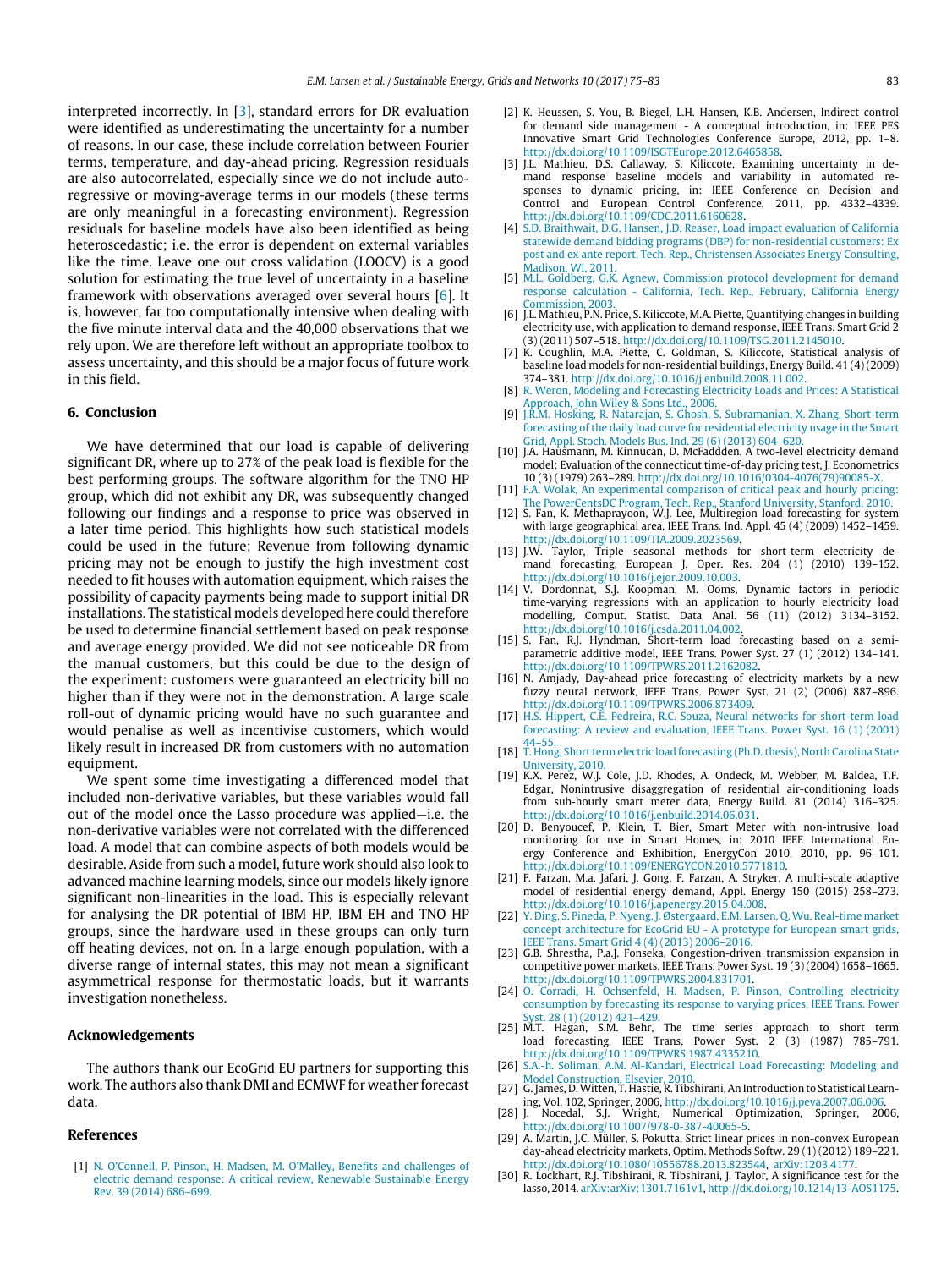interpreted incorrectly. In [3], standard errors for DR evaluation were identified as underestimating the uncertainty for a number of reasons. In our case, these include correlation between Fourier terms, temperature, and day-ahead pricing. Regression residuals are also autocorrelated, especially since we do not include auto-regressive or moving-average terms in our models (these terms are only meaningful in a forecasting environment). Regression residuals for baseline models have also been identified as being heteroscedastic; i.e. the error is dependent on external variables like the time. Leave one out cross validation (LOOCV) is a good solution for estimating the true level of uncertainty in a baseline framework with observations averaged over several hours [6]. It is, however, far too computationally intensive when dealing with the five minute interval data and the 40,000 observations that we rely upon. We are therefore left without an appropriate toolbox to assess uncertainty, and this should be a major focus of future work in this field.

## 6. Conclusion

We have determined that our load is capable of delivering significant DR, where up to 27% of the peak load is flexible for the best performing groups. The software algorithm for the TNO HP group, which did not exhibit any DR, was subsequently changed following our findings and a response to price was observed in a later time period. This highlights how such statistical models could be used in the future; Revenue from following dynamic pricing may not be enough to justify the high investment cost needed to fit houses with automation equipment, which raises the possibility of capacity payments being made to support initial DR installations. The statistical models developed here could therefore be used to determine financial settlement based on peak response and average energy provided. We did not see noticeable DR from the manual customers, but this could be due to the design of the experiment: customers were guaranteed an electricity bill no higher than if they were not in the demonstration. A large scale roll-out of dynamic pricing would have no such guarantee and would penalise as well as incentivise customers, which would likely result in increased DR from customers with no automation equipment.

We spent some time investigating a differenced model that included non-derivative variables, but these variables would fall out of the model once the Lasso procedure was applied—i.e. the non-derivative variables were not correlated with the differenced load. A model that can combine aspects of both models would be desirable. Aside from such a model, future work should also look to advanced machine learning models, since our models likely ignore significant non-linearities in the load. This is especially relevant for analysing the DR potential of IBM HP, IBM EH and TNO HP groups, since the hardware used in these groups can only turn off heating devices, not on. In a large enough population, with a diverse range of internal states, this may not mean a significant asymmetrical response for thermostatic loads, but it warrants investigation nonetheless.

## Acknowledgements

The authors thank our EcoGrid EU partners for supporting this work. The authors also thank DMI and ECMWF for weather forecast data.

## References

[1] N. O'Connell, P. Pinson, H. Madsen, M. O'Malley, Benefits and challenges of electric demand response: A critical review, Renewable Sustainable Energy Rev. 39 (2014) 686–699.

[2] K. Heussen, S. You, B. Biegel, L.H. Hansen, K.B. Andersen, Indirect control for demand side management - A conceptual introduction, in: IEEE PES Innovative Smart Grid Technologies Conference Europe, 2012, pp. 1–8. http://dx.doi.org/10.1109/ISGTEurope.2012.6465858.

[3] J.L. Mathieu, D.S. Callaway, S. Kiliccote, Examining uncertainty in demand response baseline models and variability in automated responses to dynamic pricing, in: IEEE Conference on Decision and Control and European Control Conference, 2011, pp. 4332–4339. http://dx.doi.org/10.1109/CDC.2011.6160628.

[4] S.D. Braithwait, D.G. Hansen, J.D. Reaser, Load impact evaluation of California statewide demand bidding programs (DBP) for non-residential customers: Ex post and ex ante report, Tech. Rep., Christensen Associates Energy Consulting, Madison, WI, 2011.

[5] M.L. Goldberg, G.K. Agnew, Commission protocol development for demand response calculation - California, Tech. Rep., February, California Energy Commission, 2003.

[6] J.L. Mathieu, P.N. Price, S. Kiliccote, M.A. Piette, Quantifying changes in building electricity use, with application to demand response, IEEE Trans. Smart Grid 2 (3) (2011) 507–518. http://dx.doi.org/10.1109/TSG.2011.2145010.

[7] K. Coughlin, M.A. Piette, C. Goldman, S. Kiliccote, Statistical analysis of baseline load models for non-residential buildings, Energy Build. 41 (4) (2009) 374–381. http://dx.doi.org/10.1016/j.enbuild.2008.11.002.

[8] R. Weron, Modeling and Forecasting Electricity Loads and Prices: A Statistical Approach, John Wiley & Sons Ltd., 2006.

[9] J.R.M. Hosking, R. Natarajan, S. Ghosh, S. Subramanian, X. Zhang, Short-term forecasting of the daily load curve for residential electricity usage in the Smart Grid, Appl. Stoch. Models Bus. Ind. 29 (6) (2013) 604–620.

[10] J.A. Hausmann, M. Kinnucan, D. McFaddden, A two-level electricity demand model: Evaluation of the connecticut time-of-day pricing test, J. Econometrics 10 (3) (1979) 263–289. http://dx.doi.org/10.1016/0304-4076(79)90085-X.

[11] F.A. Wolak, An experimental comparison of critical peak and hourly pricing: The PowerCentsDC Program, Tech. Rep., Stanford University, Stanford, 2010.

[12] S. Fan, K. Methaprayoon, W.J. Lee, Multiregion load forecasting for system with large geographical area, IEEE Trans. Ind. Appl. 45 (4) (2009) 1452–1459. http://dx.doi.org/10.1109/TIA.2009.2023569.

[13] J.W. Taylor, Triple seasonal methods for short-term electricity demand forecasting, European J. Oper. Res. 204 (1) (2010) 139–152. http://dx.doi.org/10.1016/j.ejor.2009.10.003.

[14] V. Dordonnat, S.J. Koopman, M. Ooms, Dynamic factors in periodic time-varying regressions with an application to hourly electricity load modelling, Comput. Statist. Data Anal. 56 (11) (2012) 3134–3152. http://dx.doi.org/10.1016/j.csda.2011.04.002.

[15] S. Fan, R.J. Hyndman, Short-term load forecasting based on a semi-parametric additive model, IEEE Trans. Power Syst. 27 (1) (2012) 134–141. http://dx.doi.org/10.1109/TPWRS.2011.2162082.

[16] N. Amjady, Day-ahead price forecasting of electricity markets by a new fuzzy neural network, IEEE Trans. Power Syst. 21 (2) (2006) 887–896. http://dx.doi.org/10.1109/TPWRS.2006.873409.

[17] H.S. Hippert, C.E. Pedreira, R.C. Souza, Neural networks for short-term load forecasting: A review and evaluation, IEEE Trans. Power Syst. 16 (1) (2001) 44–55.

[18] T. Hong, Short term electric load forecasting (Ph.D. thesis), North Carolina State University, 2010.

[19] K.X. Perez, W.J. Cole, J.D. Rhodes, A. Ondeck, M. Webber, M. Baldea, T.F. Edgar, Nonintrusive disaggregation of residential air-conditioning loads from sub-hourly smart meter data, Energy Build. 81 (2014) 316–325. http://dx.doi.org/10.1016/j.enbuild.2014.06.031.

[20] D. Benyoucef, P. Klein, T. Bier, Smart Meter with non-intrusive load monitoring for use in Smart Homes, in: 2010 IEEE International Energy Conference and Exhibition, EnergyCon 2010, 2010, pp. 96–101. http://dx.doi.org/10.1109/ENERGYCON.2010.5771810.

[21] F. Farzan, M.a. Jafari, J. Gong, F. Farzan, A. Stryker, A multi-scale adaptive model of residential energy demand, Appl. Energy 150 (2015) 258–273. http://dx.doi.org/10.1016/j.apenergy.2015.04.008.

[22] Y. Ding, S. Pineda, P. Nyeng, J. Østergaard, E.M. Larsen, Q. Wu, Real-time market concept architecture for EcoGrid EU - A prototype for European smart grids, IEEE Trans. Smart Grid 4 (4) (2013) 2006–2016.

[23] G.B. Shrestha, P.a.J. Fonseka, Congestion-driven transmission expansion in competitive power markets, IEEE Trans. Power Syst. 19 (3) (2004) 1658–1665. http://dx.doi.org/10.1109/TPWRS.2004.831701.

[24] O. Corradi, H. Ochsenfeld, H. Madsen, P. Pinson, Controlling electricity consumption by forecasting its response to varying prices, IEEE Trans. Power Syst. 28 (1) (2012) 421–429.

[25] M.T. Hagan, S.M. Behr, The time series approach to short term load forecasting, IEEE Trans. Power Syst. 2 (3) (1987) 785–791. http://dx.doi.org/10.1109/TPWRS.1987.4335210.

[26] S.A.-h. Soliman, A.M. Al-Kandari, Electrical Load Forecasting: Modeling and Model Construction, Elsevier, 2010.

[27] G. James, D. Witten, T. Hastie, R. Tibshirani, An Introduction to Statistical Learning, Vol. 102, Springer, 2006, http://dx.doi.org/10.1016/j.peva.2007.06.006.

[28] J. Nocedal, S.J. Wright, Numerical Optimization, Springer, 2006, http://dx.doi.org/10.1007/978-0-387-40065-5.

[29] A. Martin, J.C. Müller, S. Pokutta, Strict linear prices in non-convex European day-ahead electricity markets, Optim. Methods Softw. 29 (1) (2012) 189–221. http://dx.doi.org/10.1080/10556788.2013.823544, arXiv:1203.4177.

[30] R. Lockhart, R.J. Tibshirani, R. Tibshirani, J. Taylor, A significance test for the lasso, 2014. arXiv:arXiv:1301.7161v1, http://dx.doi.org/10.1214/13-AOS1175.